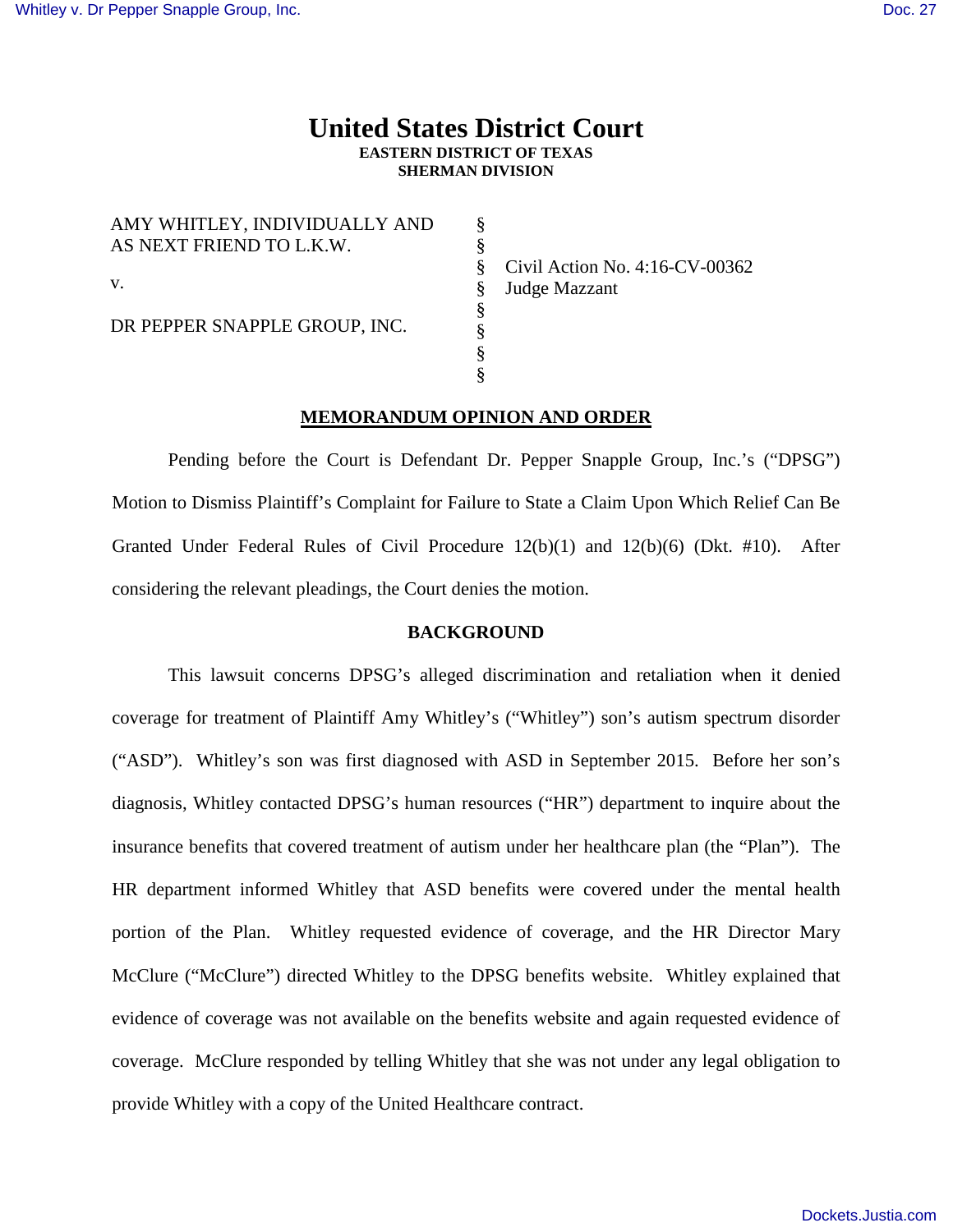# United States District Court

**EASTERN DISTRICT OF TEXAS**
**SHERMAN DIVISION**

| | | |
|---|---|---|
| AMY WHITLEY, INDIVIDUALLY AND AS NEXT FRIEND TO L.K.W. | § | |
| | § | Civil Action No. 4:16-CV-00362 |
| v. | § | Judge Mazzant |
| | § | |
| DR PEPPER SNAPPLE GROUP, INC. | § | |

**MEMORANDUM OPINION AND ORDER**

Pending before the Court is Defendant Dr. Pepper Snapple Group, Inc.'s ("DPSG") Motion to Dismiss Plaintiff's Complaint for Failure to State a Claim Upon Which Relief Can Be Granted Under Federal Rules of Civil Procedure 12(b)(1) and 12(b)(6) (Dkt. #10). After considering the relevant pleadings, the Court denies the motion.

## BACKGROUND

This lawsuit concerns DPSG's alleged discrimination and retaliation when it denied coverage for treatment of Plaintiff Amy Whitley's ("Whitley") son's autism spectrum disorder ("ASD"). Whitley's son was first diagnosed with ASD in September 2015. Before her son's diagnosis, Whitley contacted DPSG's human resources ("HR") department to inquire about the insurance benefits that covered treatment of autism under her healthcare plan (the "Plan"). The HR department informed Whitley that ASD benefits were covered under the mental health portion of the Plan. Whitley requested evidence of coverage, and the HR Director Mary McClure ("McClure") directed Whitley to the DPSG benefits website. Whitley explained that evidence of coverage was not available on the benefits website and again requested evidence of coverage. McClure responded by telling Whitley that she was not under any legal obligation to provide Whitley with a copy of the United Healthcare contract.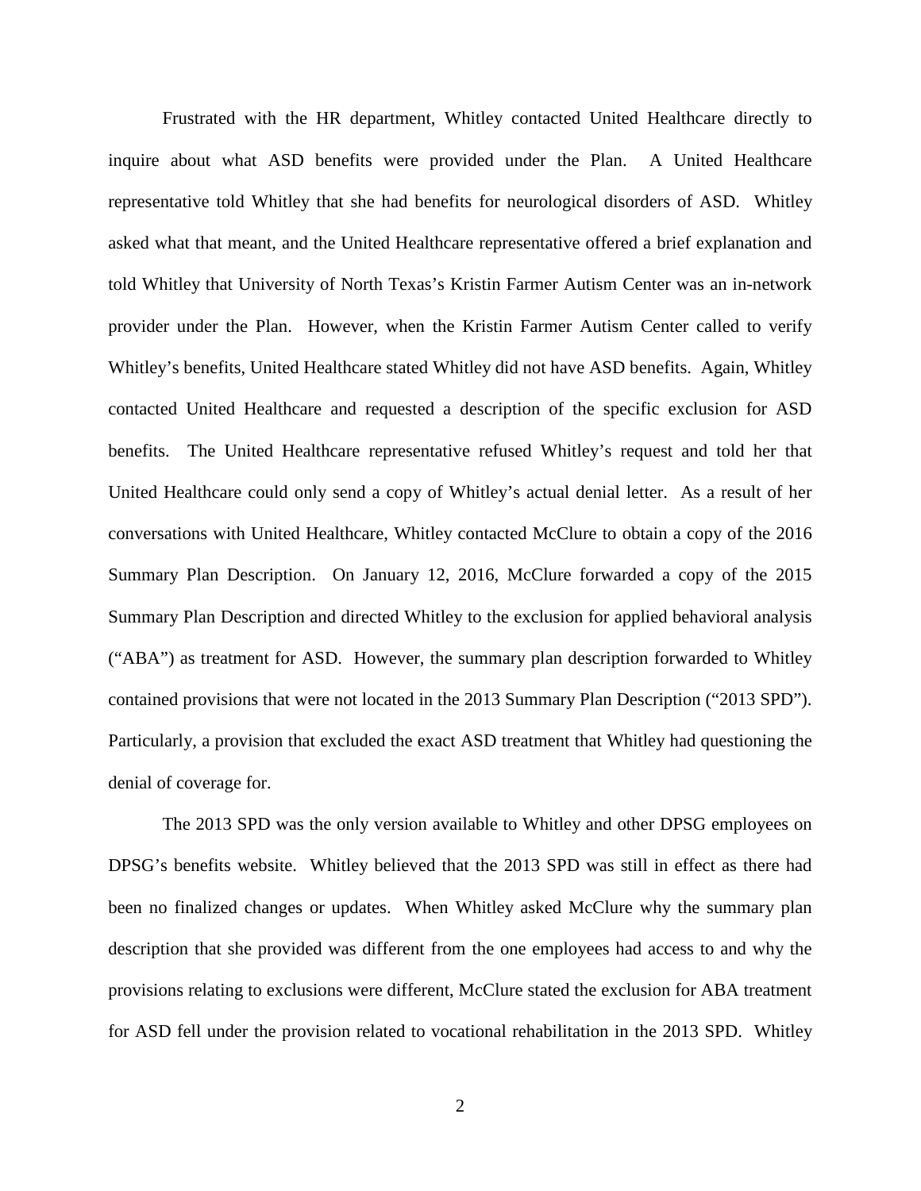Frustrated with the HR department, Whitley contacted United Healthcare directly to inquire about what ASD benefits were provided under the Plan. A United Healthcare representative told Whitley that she had benefits for neurological disorders of ASD. Whitley asked what that meant, and the United Healthcare representative offered a brief explanation and told Whitley that University of North Texas's Kristin Farmer Autism Center was an in-network provider under the Plan. However, when the Kristin Farmer Autism Center called to verify Whitley's benefits, United Healthcare stated Whitley did not have ASD benefits. Again, Whitley contacted United Healthcare and requested a description of the specific exclusion for ASD benefits. The United Healthcare representative refused Whitley's request and told her that United Healthcare could only send a copy of Whitley's actual denial letter. As a result of her conversations with United Healthcare, Whitley contacted McClure to obtain a copy of the 2016 Summary Plan Description. On January 12, 2016, McClure forwarded a copy of the 2015 Summary Plan Description and directed Whitley to the exclusion for applied behavioral analysis ("ABA") as treatment for ASD. However, the summary plan description forwarded to Whitley contained provisions that were not located in the 2013 Summary Plan Description ("2013 SPD"). Particularly, a provision that excluded the exact ASD treatment that Whitley had questioning the denial of coverage for.

The 2013 SPD was the only version available to Whitley and other DPSG employees on DPSG's benefits website. Whitley believed that the 2013 SPD was still in effect as there had been no finalized changes or updates. When Whitley asked McClure why the summary plan description that she provided was different from the one employees had access to and why the provisions relating to exclusions were different, McClure stated the exclusion for ABA treatment for ASD fell under the provision related to vocational rehabilitation in the 2013 SPD. Whitley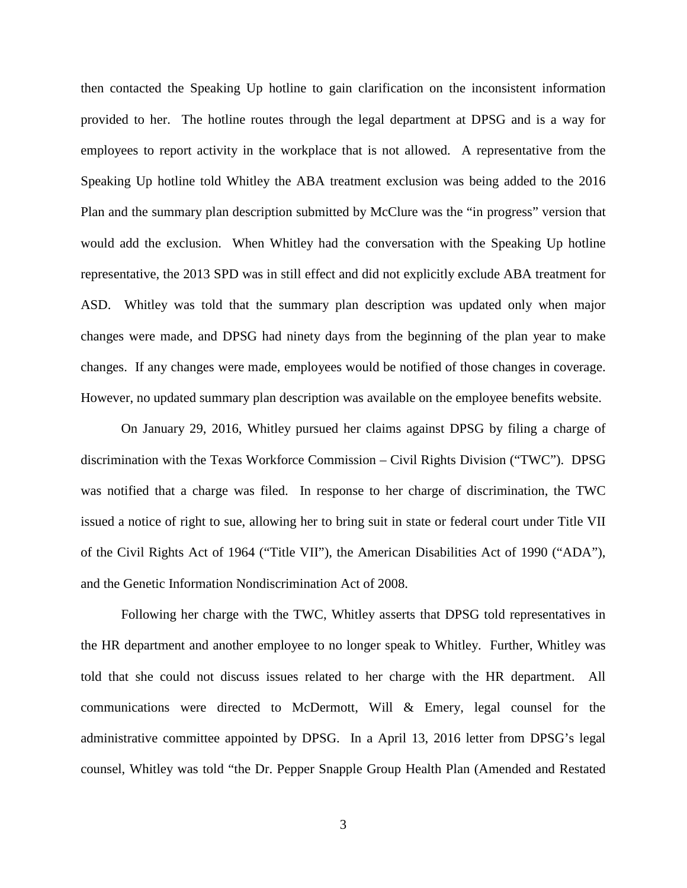then contacted the Speaking Up hotline to gain clarification on the inconsistent information provided to her. The hotline routes through the legal department at DPSG and is a way for employees to report activity in the workplace that is not allowed. A representative from the Speaking Up hotline told Whitley the ABA treatment exclusion was being added to the 2016 Plan and the summary plan description submitted by McClure was the "in progress" version that would add the exclusion. When Whitley had the conversation with the Speaking Up hotline representative, the 2013 SPD was in still effect and did not explicitly exclude ABA treatment for ASD. Whitley was told that the summary plan description was updated only when major changes were made, and DPSG had ninety days from the beginning of the plan year to make changes. If any changes were made, employees would be notified of those changes in coverage. However, no updated summary plan description was available on the employee benefits website.

On January 29, 2016, Whitley pursued her claims against DPSG by filing a charge of discrimination with the Texas Workforce Commission – Civil Rights Division ("TWC"). DPSG was notified that a charge was filed. In response to her charge of discrimination, the TWC issued a notice of right to sue, allowing her to bring suit in state or federal court under Title VII of the Civil Rights Act of 1964 ("Title VII"), the American Disabilities Act of 1990 ("ADA"), and the Genetic Information Nondiscrimination Act of 2008.

Following her charge with the TWC, Whitley asserts that DPSG told representatives in the HR department and another employee to no longer speak to Whitley. Further, Whitley was told that she could not discuss issues related to her charge with the HR department. All communications were directed to McDermott, Will & Emery, legal counsel for the administrative committee appointed by DPSG. In a April 13, 2016 letter from DPSG's legal counsel, Whitley was told "the Dr. Pepper Snapple Group Health Plan (Amended and Restated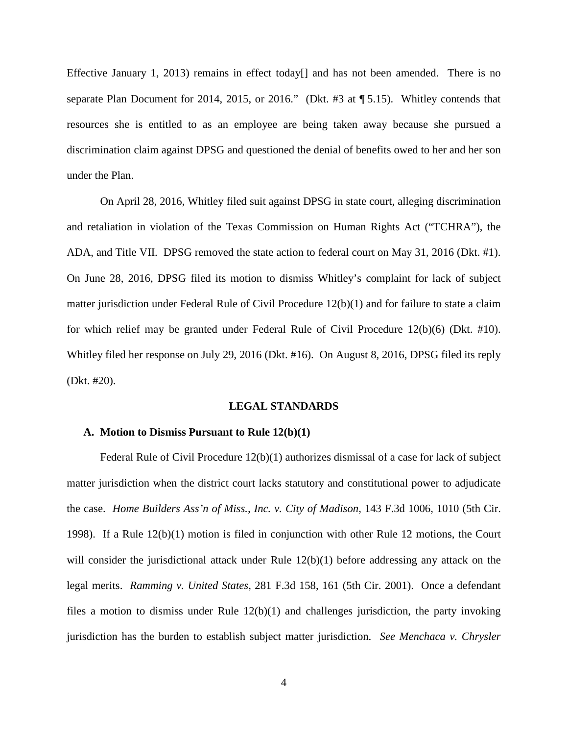Effective January 1, 2013) remains in effect today[] and has not been amended. There is no separate Plan Document for 2014, 2015, or 2016." (Dkt. #3 at ¶ 5.15). Whitley contends that resources she is entitled to as an employee are being taken away because she pursued a discrimination claim against DPSG and questioned the denial of benefits owed to her and her son under the Plan.

On April 28, 2016, Whitley filed suit against DPSG in state court, alleging discrimination and retaliation in violation of the Texas Commission on Human Rights Act ("TCHRA"), the ADA, and Title VII. DPSG removed the state action to federal court on May 31, 2016 (Dkt. #1). On June 28, 2016, DPSG filed its motion to dismiss Whitley's complaint for lack of subject matter jurisdiction under Federal Rule of Civil Procedure 12(b)(1) and for failure to state a claim for which relief may be granted under Federal Rule of Civil Procedure 12(b)(6) (Dkt. #10). Whitley filed her response on July 29, 2016 (Dkt. #16). On August 8, 2016, DPSG filed its reply (Dkt. #20).

## LEGAL STANDARDS

### A. Motion to Dismiss Pursuant to Rule 12(b)(1)

Federal Rule of Civil Procedure 12(b)(1) authorizes dismissal of a case for lack of subject matter jurisdiction when the district court lacks statutory and constitutional power to adjudicate the case. *Home Builders Ass'n of Miss., Inc. v. City of Madison*, 143 F.3d 1006, 1010 (5th Cir. 1998). If a Rule 12(b)(1) motion is filed in conjunction with other Rule 12 motions, the Court will consider the jurisdictional attack under Rule 12(b)(1) before addressing any attack on the legal merits. *Ramming v. United States*, 281 F.3d 158, 161 (5th Cir. 2001). Once a defendant files a motion to dismiss under Rule 12(b)(1) and challenges jurisdiction, the party invoking jurisdiction has the burden to establish subject matter jurisdiction. *See Menchaca v. Chrysler*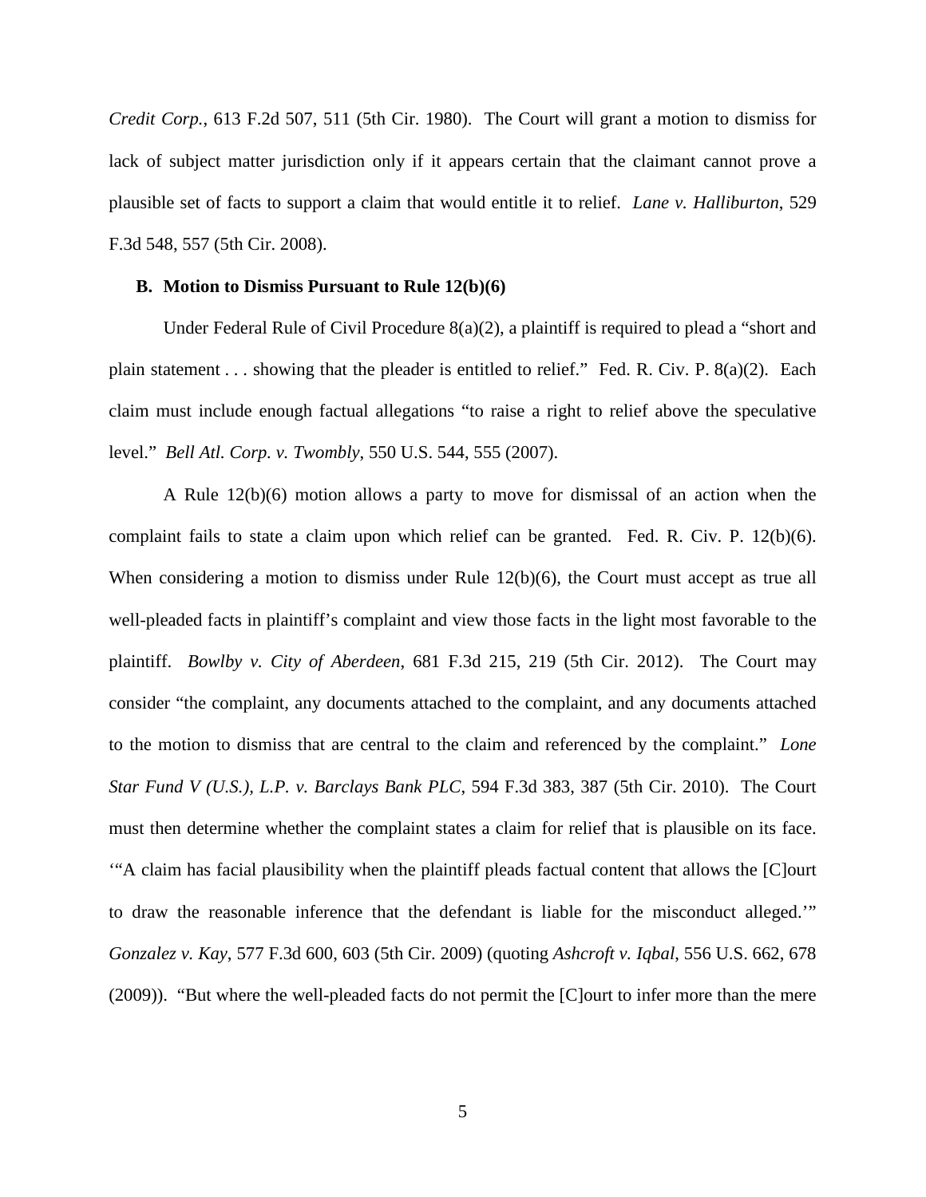*Credit Corp.*, 613 F.2d 507, 511 (5th Cir. 1980). The Court will grant a motion to dismiss for lack of subject matter jurisdiction only if it appears certain that the claimant cannot prove a plausible set of facts to support a claim that would entitle it to relief. *Lane v. Halliburton*, 529 F.3d 548, 557 (5th Cir. 2008).

### B. Motion to Dismiss Pursuant to Rule 12(b)(6)

Under Federal Rule of Civil Procedure 8(a)(2), a plaintiff is required to plead a "short and plain statement . . . showing that the pleader is entitled to relief." Fed. R. Civ. P. 8(a)(2). Each claim must include enough factual allegations "to raise a right to relief above the speculative level." *Bell Atl. Corp. v. Twombly*, 550 U.S. 544, 555 (2007).

A Rule 12(b)(6) motion allows a party to move for dismissal of an action when the complaint fails to state a claim upon which relief can be granted. Fed. R. Civ. P. 12(b)(6). When considering a motion to dismiss under Rule 12(b)(6), the Court must accept as true all well-pleaded facts in plaintiff's complaint and view those facts in the light most favorable to the plaintiff. *Bowlby v. City of Aberdeen*, 681 F.3d 215, 219 (5th Cir. 2012). The Court may consider "the complaint, any documents attached to the complaint, and any documents attached to the motion to dismiss that are central to the claim and referenced by the complaint." *Lone Star Fund V (U.S.), L.P. v. Barclays Bank PLC*, 594 F.3d 383, 387 (5th Cir. 2010). The Court must then determine whether the complaint states a claim for relief that is plausible on its face. '"A claim has facial plausibility when the plaintiff pleads factual content that allows the [C]ourt to draw the reasonable inference that the defendant is liable for the misconduct alleged.'" *Gonzalez v. Kay*, 577 F.3d 600, 603 (5th Cir. 2009) (quoting *Ashcroft v. Iqbal*, 556 U.S. 662, 678 (2009)). "But where the well-pleaded facts do not permit the [C]ourt to infer more than the mere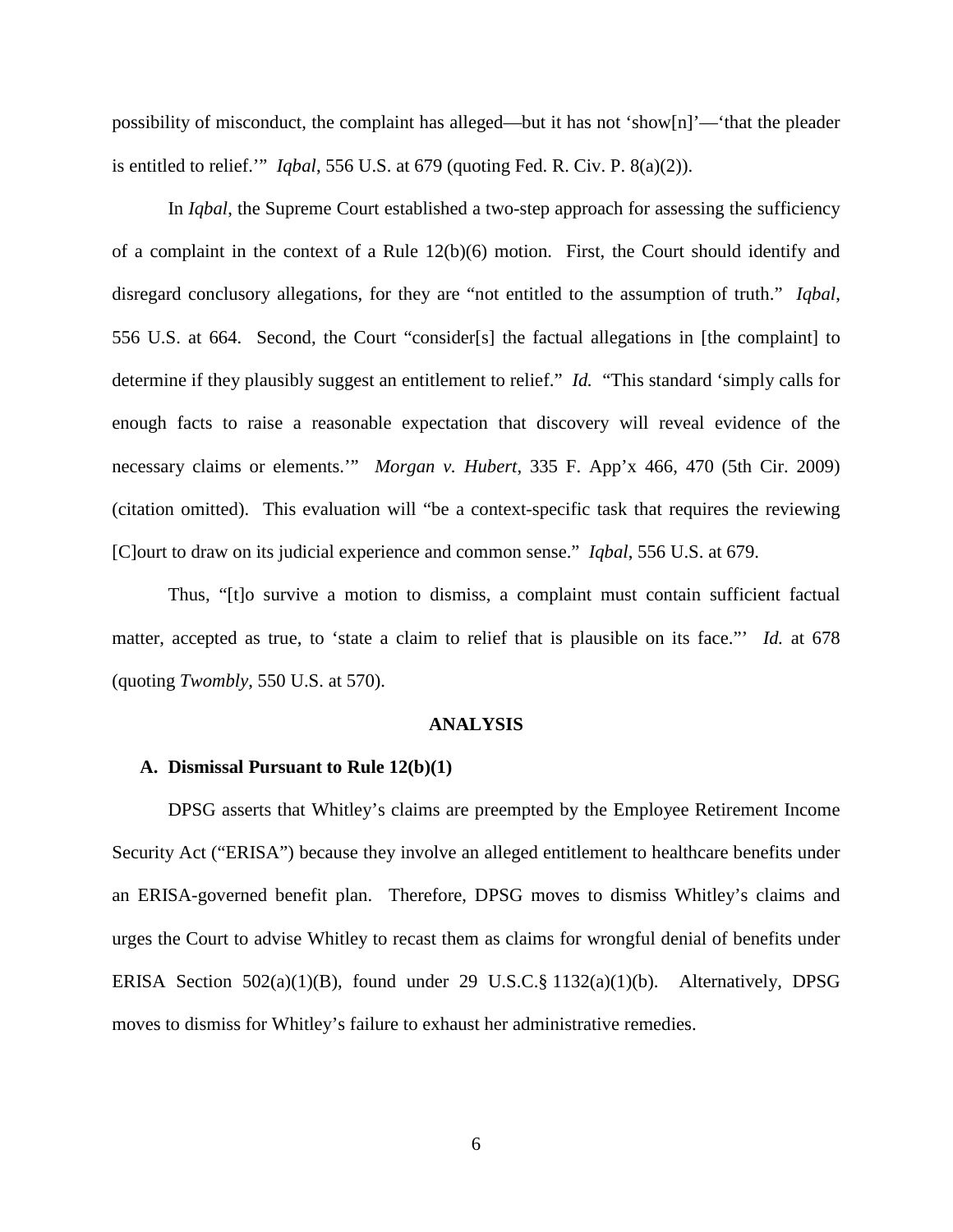possibility of misconduct, the complaint has alleged—but it has not 'show[n]'—'that the pleader is entitled to relief.'" *Iqbal*, 556 U.S. at 679 (quoting Fed. R. Civ. P. 8(a)(2)).

In *Iqbal*, the Supreme Court established a two-step approach for assessing the sufficiency of a complaint in the context of a Rule 12(b)(6) motion. First, the Court should identify and disregard conclusory allegations, for they are "not entitled to the assumption of truth." *Iqbal*, 556 U.S. at 664. Second, the Court "consider[s] the factual allegations in [the complaint] to determine if they plausibly suggest an entitlement to relief." *Id.* "This standard 'simply calls for enough facts to raise a reasonable expectation that discovery will reveal evidence of the necessary claims or elements.'" *Morgan v. Hubert*, 335 F. App'x 466, 470 (5th Cir. 2009) (citation omitted). This evaluation will "be a context-specific task that requires the reviewing [C]ourt to draw on its judicial experience and common sense." *Iqbal*, 556 U.S. at 679.

Thus, "[t]o survive a motion to dismiss, a complaint must contain sufficient factual matter, accepted as true, to 'state a claim to relief that is plausible on its face."' *Id.* at 678 (quoting *Twombly*, 550 U.S. at 570).

## ANALYSIS

### A. Dismissal Pursuant to Rule 12(b)(1)

DPSG asserts that Whitley's claims are preempted by the Employee Retirement Income Security Act ("ERISA") because they involve an alleged entitlement to healthcare benefits under an ERISA-governed benefit plan. Therefore, DPSG moves to dismiss Whitley's claims and urges the Court to advise Whitley to recast them as claims for wrongful denial of benefits under ERISA Section 502(a)(1)(B), found under 29 U.S.C.§ 1132(a)(1)(b). Alternatively, DPSG moves to dismiss for Whitley's failure to exhaust her administrative remedies.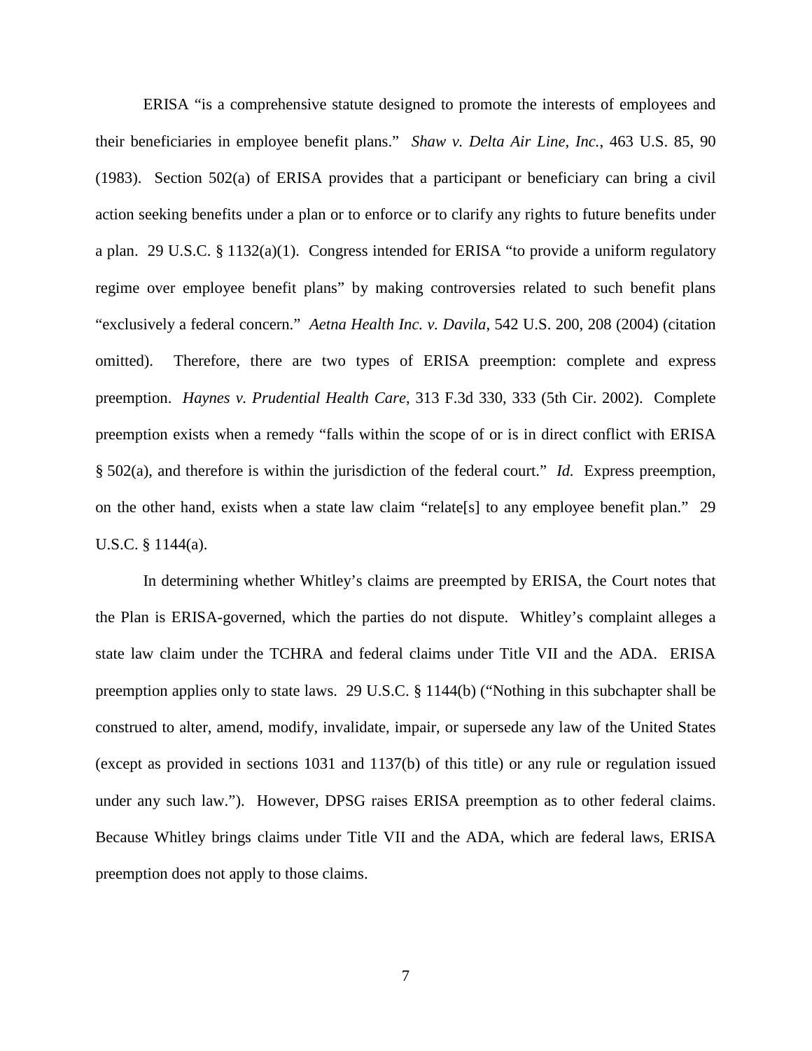ERISA "is a comprehensive statute designed to promote the interests of employees and their beneficiaries in employee benefit plans." *Shaw v. Delta Air Line, Inc.*, 463 U.S. 85, 90 (1983). Section 502(a) of ERISA provides that a participant or beneficiary can bring a civil action seeking benefits under a plan or to enforce or to clarify any rights to future benefits under a plan. 29 U.S.C. § 1132(a)(1). Congress intended for ERISA "to provide a uniform regulatory regime over employee benefit plans" by making controversies related to such benefit plans "exclusively a federal concern." *Aetna Health Inc. v. Davila*, 542 U.S. 200, 208 (2004) (citation omitted). Therefore, there are two types of ERISA preemption: complete and express preemption. *Haynes v. Prudential Health Care*, 313 F.3d 330, 333 (5th Cir. 2002). Complete preemption exists when a remedy "falls within the scope of or is in direct conflict with ERISA § 502(a), and therefore is within the jurisdiction of the federal court." *Id.* Express preemption, on the other hand, exists when a state law claim "relate[s] to any employee benefit plan." 29 U.S.C. § 1144(a).

In determining whether Whitley's claims are preempted by ERISA, the Court notes that the Plan is ERISA-governed, which the parties do not dispute. Whitley's complaint alleges a state law claim under the TCHRA and federal claims under Title VII and the ADA. ERISA preemption applies only to state laws. 29 U.S.C. § 1144(b) ("Nothing in this subchapter shall be construed to alter, amend, modify, invalidate, impair, or supersede any law of the United States (except as provided in sections 1031 and 1137(b) of this title) or any rule or regulation issued under any such law."). However, DPSG raises ERISA preemption as to other federal claims. Because Whitley brings claims under Title VII and the ADA, which are federal laws, ERISA preemption does not apply to those claims.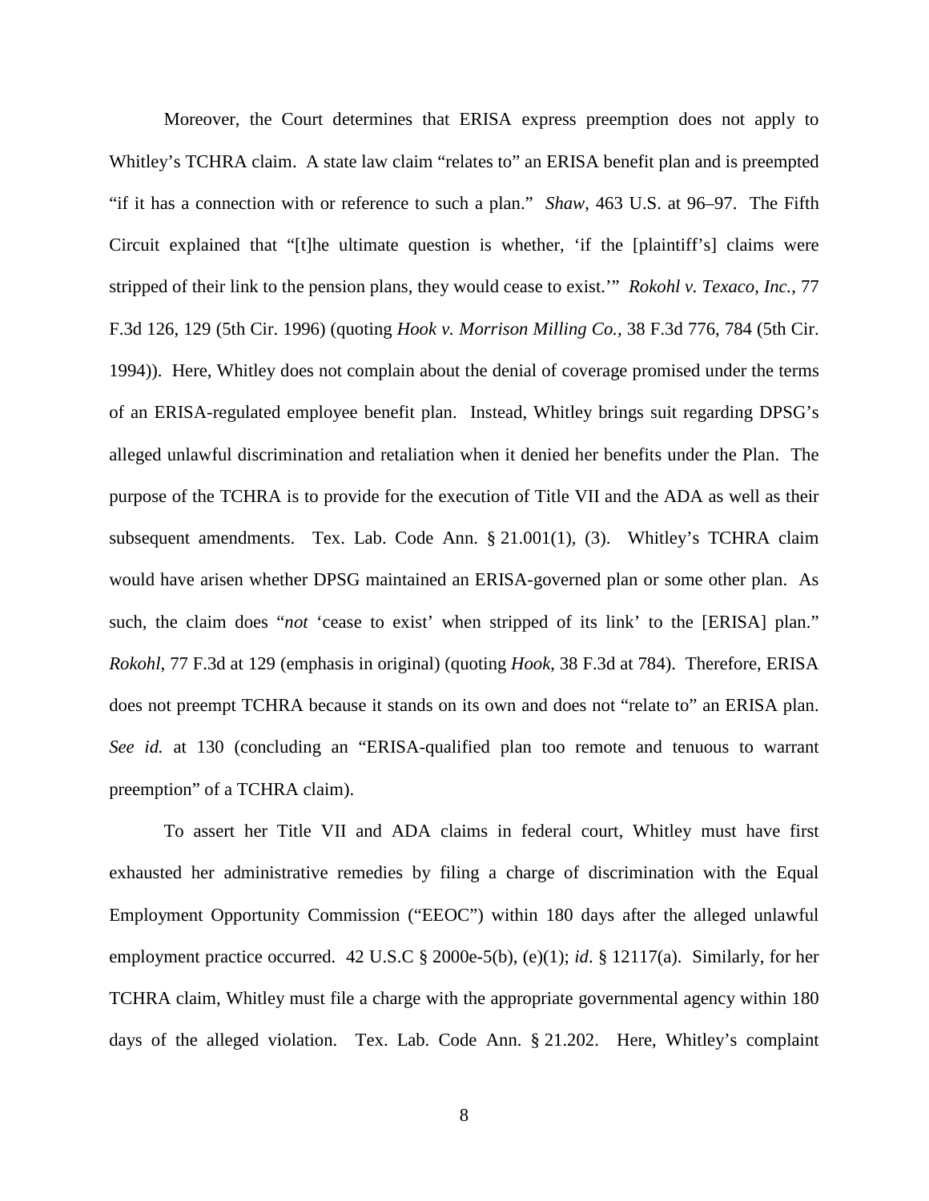Moreover, the Court determines that ERISA express preemption does not apply to Whitley's TCHRA claim. A state law claim "relates to" an ERISA benefit plan and is preempted "if it has a connection with or reference to such a plan." *Shaw*, 463 U.S. at 96–97. The Fifth Circuit explained that "[t]he ultimate question is whether, 'if the [plaintiff's] claims were stripped of their link to the pension plans, they would cease to exist.'" *Rokohl v. Texaco, Inc.*, 77 F.3d 126, 129 (5th Cir. 1996) (quoting *Hook v. Morrison Milling Co.*, 38 F.3d 776, 784 (5th Cir. 1994)). Here, Whitley does not complain about the denial of coverage promised under the terms of an ERISA-regulated employee benefit plan. Instead, Whitley brings suit regarding DPSG's alleged unlawful discrimination and retaliation when it denied her benefits under the Plan. The purpose of the TCHRA is to provide for the execution of Title VII and the ADA as well as their subsequent amendments. Tex. Lab. Code Ann. § 21.001(1), (3). Whitley's TCHRA claim would have arisen whether DPSG maintained an ERISA-governed plan or some other plan. As such, the claim does "*not* 'cease to exist' when stripped of its link' to the [ERISA] plan." *Rokohl*, 77 F.3d at 129 (emphasis in original) (quoting *Hook*, 38 F.3d at 784). Therefore, ERISA does not preempt TCHRA because it stands on its own and does not "relate to" an ERISA plan. *See id.* at 130 (concluding an "ERISA-qualified plan too remote and tenuous to warrant preemption" of a TCHRA claim).

To assert her Title VII and ADA claims in federal court, Whitley must have first exhausted her administrative remedies by filing a charge of discrimination with the Equal Employment Opportunity Commission ("EEOC") within 180 days after the alleged unlawful employment practice occurred. 42 U.S.C § 2000e-5(b), (e)(1); *id*. § 12117(a). Similarly, for her TCHRA claim, Whitley must file a charge with the appropriate governmental agency within 180 days of the alleged violation. Tex. Lab. Code Ann. § 21.202. Here, Whitley's complaint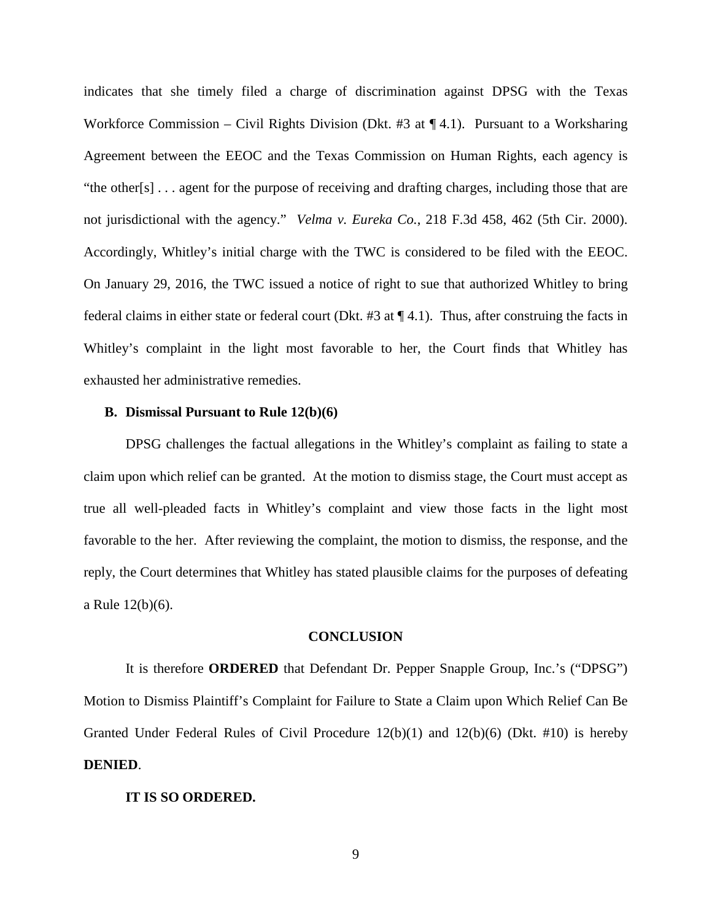indicates that she timely filed a charge of discrimination against DPSG with the Texas Workforce Commission – Civil Rights Division (Dkt. #3 at ¶ 4.1). Pursuant to a Worksharing Agreement between the EEOC and the Texas Commission on Human Rights, each agency is "the other[s] . . . agent for the purpose of receiving and drafting charges, including those that are not jurisdictional with the agency." *Velma v. Eureka Co.*, 218 F.3d 458, 462 (5th Cir. 2000). Accordingly, Whitley's initial charge with the TWC is considered to be filed with the EEOC. On January 29, 2016, the TWC issued a notice of right to sue that authorized Whitley to bring federal claims in either state or federal court (Dkt. #3 at ¶ 4.1). Thus, after construing the facts in Whitley's complaint in the light most favorable to her, the Court finds that Whitley has exhausted her administrative remedies.

### B. Dismissal Pursuant to Rule 12(b)(6)

DPSG challenges the factual allegations in the Whitley's complaint as failing to state a claim upon which relief can be granted. At the motion to dismiss stage, the Court must accept as true all well-pleaded facts in Whitley's complaint and view those facts in the light most favorable to the her. After reviewing the complaint, the motion to dismiss, the response, and the reply, the Court determines that Whitley has stated plausible claims for the purposes of defeating a Rule 12(b)(6).

## CONCLUSION

It is therefore **ORDERED** that Defendant Dr. Pepper Snapple Group, Inc.'s ("DPSG") Motion to Dismiss Plaintiff's Complaint for Failure to State a Claim upon Which Relief Can Be Granted Under Federal Rules of Civil Procedure 12(b)(1) and 12(b)(6) (Dkt. #10) is hereby **DENIED**.

**IT IS SO ORDERED.**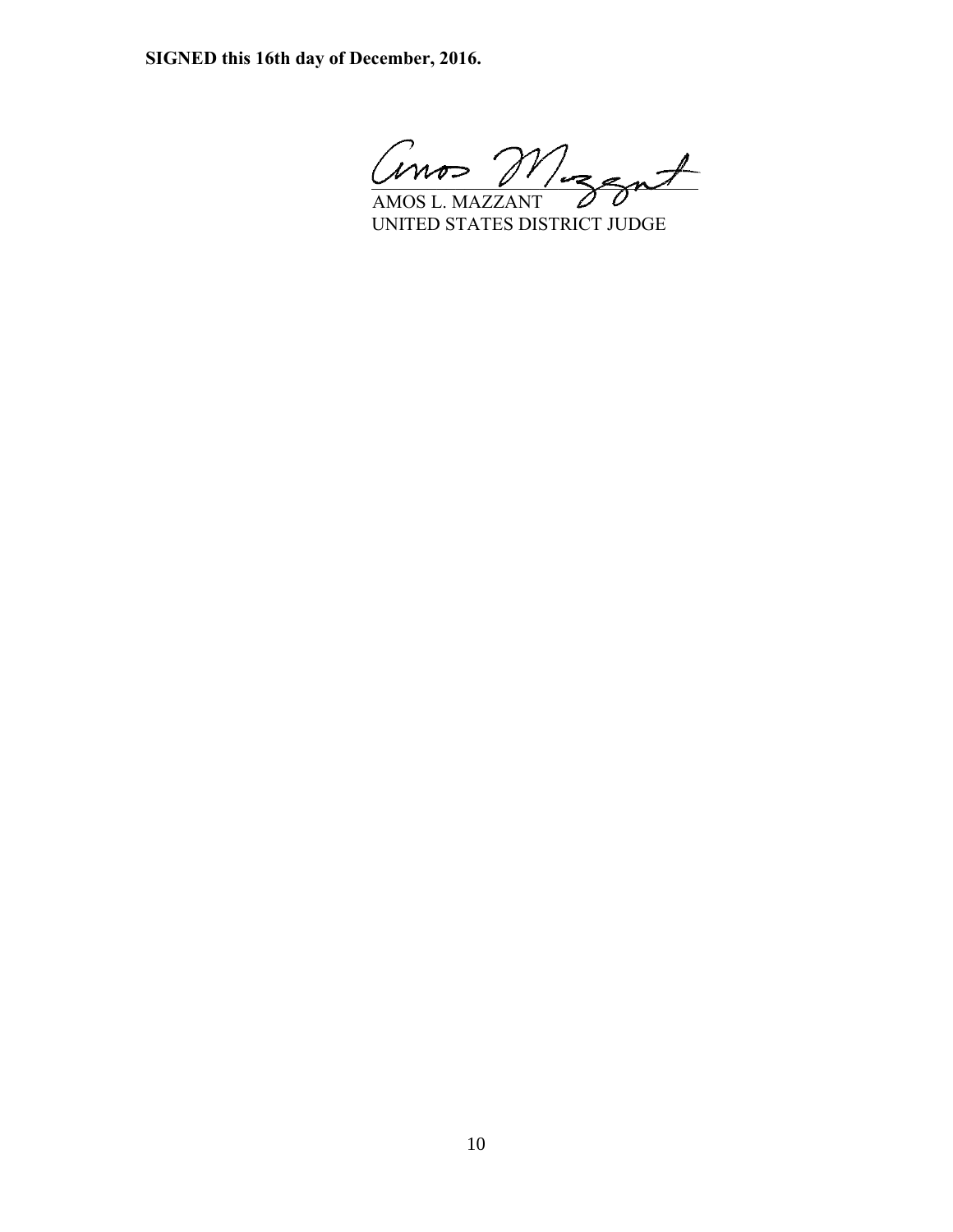**SIGNED this 16th day of December, 2016.**

AMOS L. MAZZANT
UNITED STATES DISTRICT JUDGE